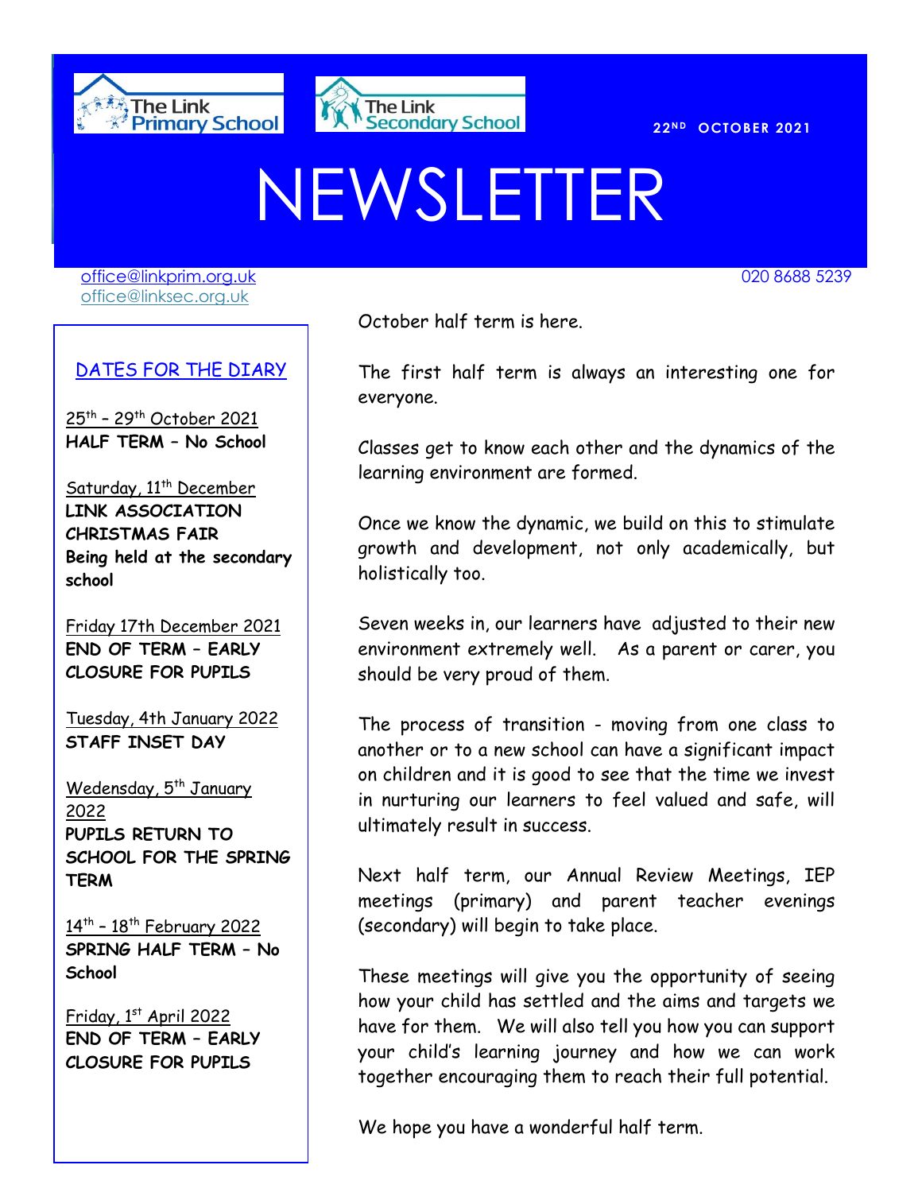The Link Primary School

The Link Secondary School

22ND OCTOBER 2021

# NEWSLETTER

office@linkprim.org.uk
office@linksec.org.uk

020 8688 5239

## DATES FOR THE DIARY

25th – 29th October 2021
**HALF TERM – No School**

Saturday, 11th December
**LINK ASSOCIATION CHRISTMAS FAIR**
**Being held at the secondary school**

Friday 17th December 2021
**END OF TERM – EARLY CLOSURE FOR PUPILS**

Tuesday, 4th January 2022
**STAFF INSET DAY**

Wedensday, 5th January 2022
**PUPILS RETURN TO SCHOOL FOR THE SPRING TERM**

14th – 18th February 2022
**SPRING HALF TERM – No School**

Friday, 1st April 2022
**END OF TERM – EARLY CLOSURE FOR PUPILS**

October half term is here.

The first half term is always an interesting one for everyone.

Classes get to know each other and the dynamics of the learning environment are formed.

Once we know the dynamic, we build on this to stimulate growth and development, not only academically, but holistically too.

Seven weeks in, our learners have adjusted to their new environment extremely well. As a parent or carer, you should be very proud of them.

The process of transition - moving from one class to another or to a new school can have a significant impact on children and it is good to see that the time we invest in nurturing our learners to feel valued and safe, will ultimately result in success.

Next half term, our Annual Review Meetings, IEP meetings (primary) and parent teacher evenings (secondary) will begin to take place.

These meetings will give you the opportunity of seeing how your child has settled and the aims and targets we have for them. We will also tell you how you can support your child's learning journey and how we can work together encouraging them to reach their full potential.

We hope you have a wonderful half term.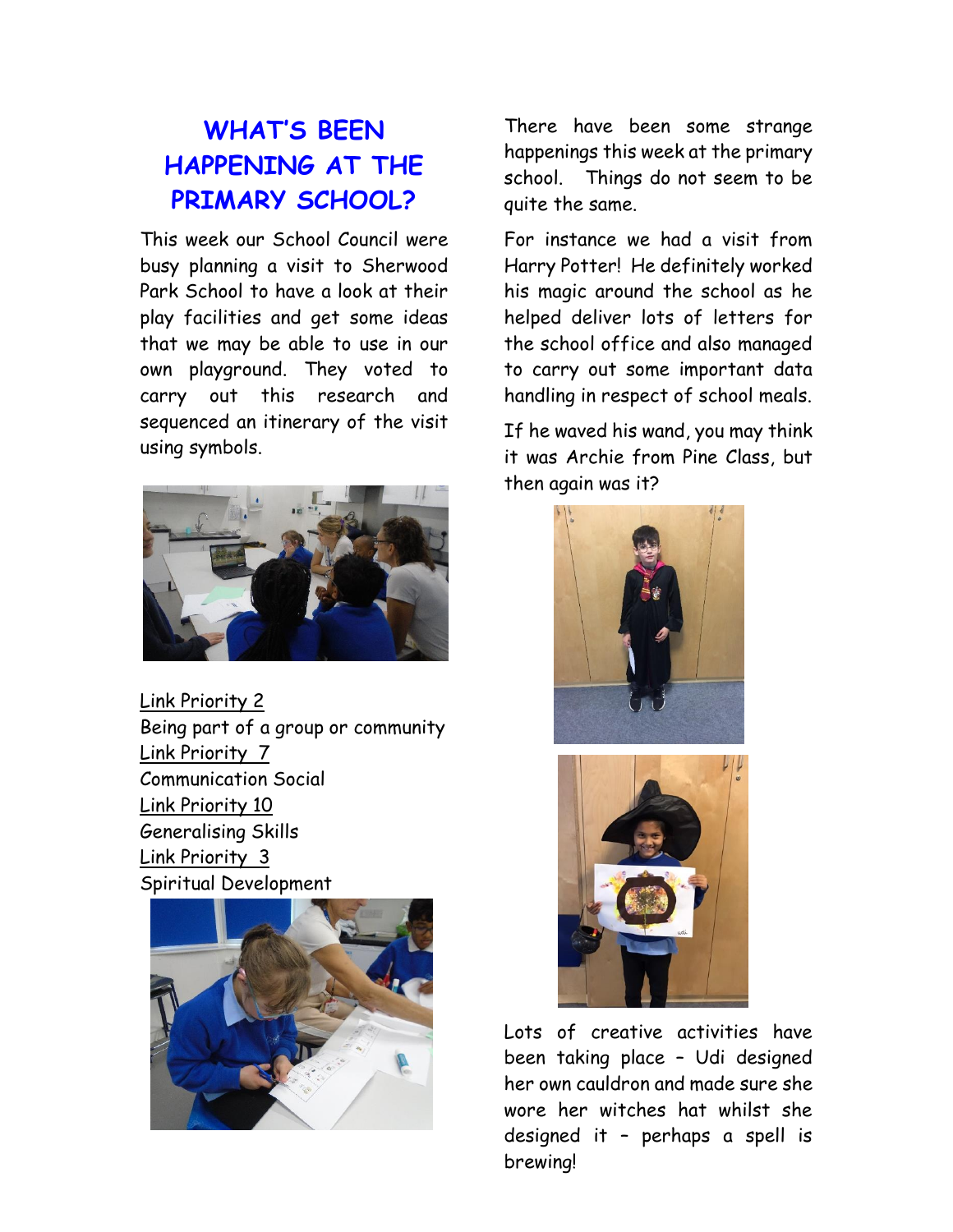# WHAT'S BEEN HAPPENING AT THE PRIMARY SCHOOL?

This week our School Council were busy planning a visit to Sherwood Park School to have a look at their play facilities and get some ideas that we may be able to use in our own playground. They voted to carry out this research and sequenced an itinerary of the visit using symbols.

Link Priority 2
Being part of a group or community
Link Priority 7
Communication Social
Link Priority 10
Generalising Skills
Link Priority 3
Spiritual Development

There have been some strange happenings this week at the primary school. Things do not seem to be quite the same.

For instance we had a visit from Harry Potter! He definitely worked his magic around the school as he helped deliver lots of letters for the school office and also managed to carry out some important data handling in respect of school meals.

If he waved his wand, you may think it was Archie from Pine Class, but then again was it?

Lots of creative activities have been taking place – Udi designed her own cauldron and made sure she wore her witches hat whilst she designed it – perhaps a spell is brewing!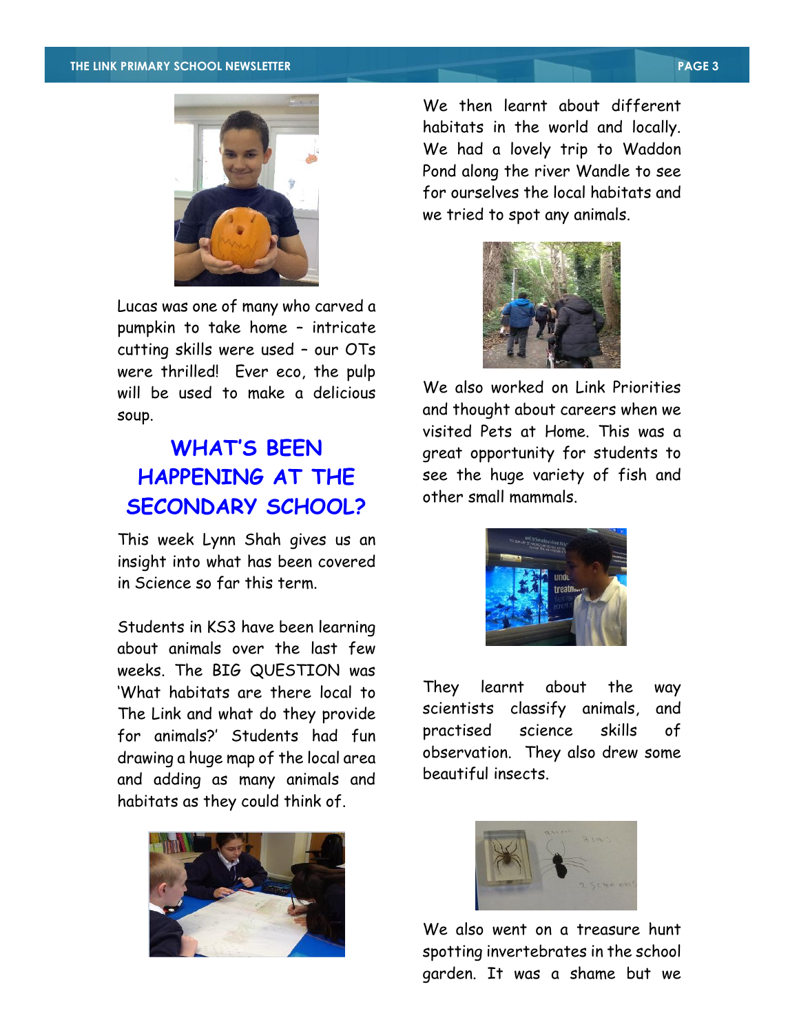Lucas was one of many who carved a pumpkin to take home – intricate cutting skills were used – our OTs were thrilled! Ever eco, the pulp will be used to make a delicious soup.

## WHAT'S BEEN HAPPENING AT THE SECONDARY SCHOOL?

This week Lynn Shah gives us an insight into what has been covered in Science so far this term.

Students in KS3 have been learning about animals over the last few weeks. The BIG QUESTION was 'What habitats are there local to The Link and what do they provide for animals?' Students had fun drawing a huge map of the local area and adding as many animals and habitats as they could think of.

We then learnt about different habitats in the world and locally. We had a lovely trip to Waddon Pond along the river Wandle to see for ourselves the local habitats and we tried to spot any animals.

We also worked on Link Priorities and thought about careers when we visited Pets at Home. This was a great opportunity for students to see the huge variety of fish and other small mammals.

They learnt about the way scientists classify animals, and practised science skills of observation. They also drew some beautiful insects.

We also went on a treasure hunt spotting invertebrates in the school garden. It was a shame but we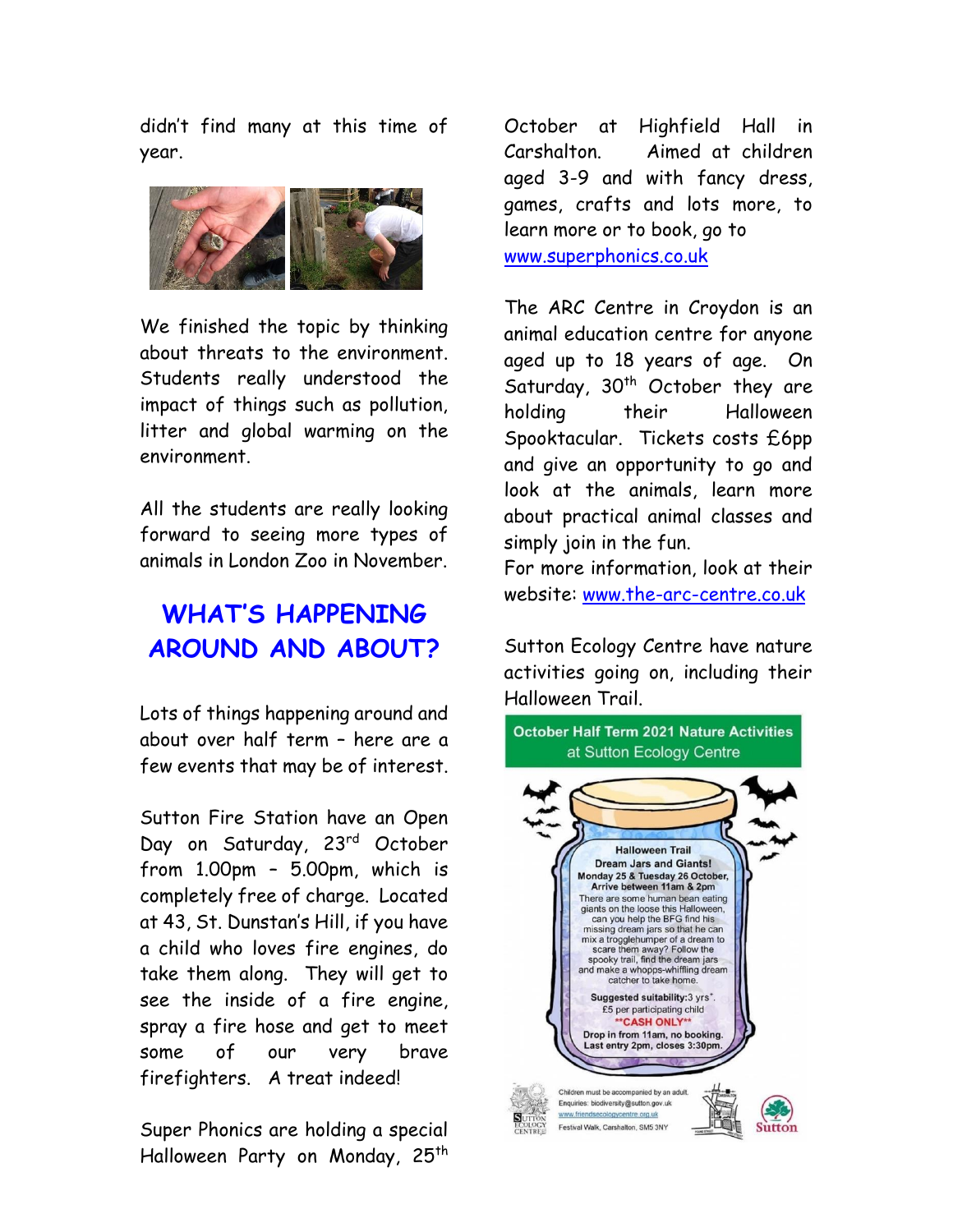didn't find many at this time of year.

We finished the topic by thinking about threats to the environment. Students really understood the impact of things such as pollution, litter and global warming on the environment.

All the students are really looking forward to seeing more types of animals in London Zoo in November.

## WHAT'S HAPPENING AROUND AND ABOUT?

Lots of things happening around and about over half term – here are a few events that may be of interest.

Sutton Fire Station have an Open Day on Saturday, 23rd October from 1.00pm – 5.00pm, which is completely free of charge. Located at 43, St. Dunstan's Hill, if you have a child who loves fire engines, do take them along. They will get to see the inside of a fire engine, spray a fire hose and get to meet some of our very brave firefighters. A treat indeed!

Super Phonics are holding a special Halloween Party on Monday, 25th October at Highfield Hall in Carshalton. Aimed at children aged 3-9 and with fancy dress, games, crafts and lots more, to learn more or to book, go to www.superphonics.co.uk

The ARC Centre in Croydon is an animal education centre for anyone aged up to 18 years of age. On Saturday, 30th October they are holding their Halloween Spooktacular. Tickets costs £6pp and give an opportunity to go and look at the animals, learn more about practical animal classes and simply join in the fun.
For more information, look at their website: www.the-arc-centre.co.uk

Sutton Ecology Centre have nature activities going on, including their Halloween Trail.

**October Half Term 2021 Nature Activities at Sutton Ecology Centre**

**Halloween Trail**
**Dream Jars and Giants!**
**Monday 25 & Tuesday 26 October,**
**Arrive between 11am & 2pm**
There are some human bean eating giants on the loose this Halloween, can you help the BFG find his missing dream jars so that he can mix a trogglehumper of a dream to scare them away? Follow the spooky trail, find the dream jars and make a whopps-whiffling dream catcher to take home.

**Suggested suitability:** 3 yrs+.
£5 per participating child
****CASH ONLY****
**Drop in from 11am, no booking.**
**Last entry 2pm, closes 3:30pm.**

Children must be accompanied by an adult.
Enquiries: biodiversity@sutton.gov.uk
www.friendsecologycentre.org.uk
Festival Walk, Carshalton, SM5 3NY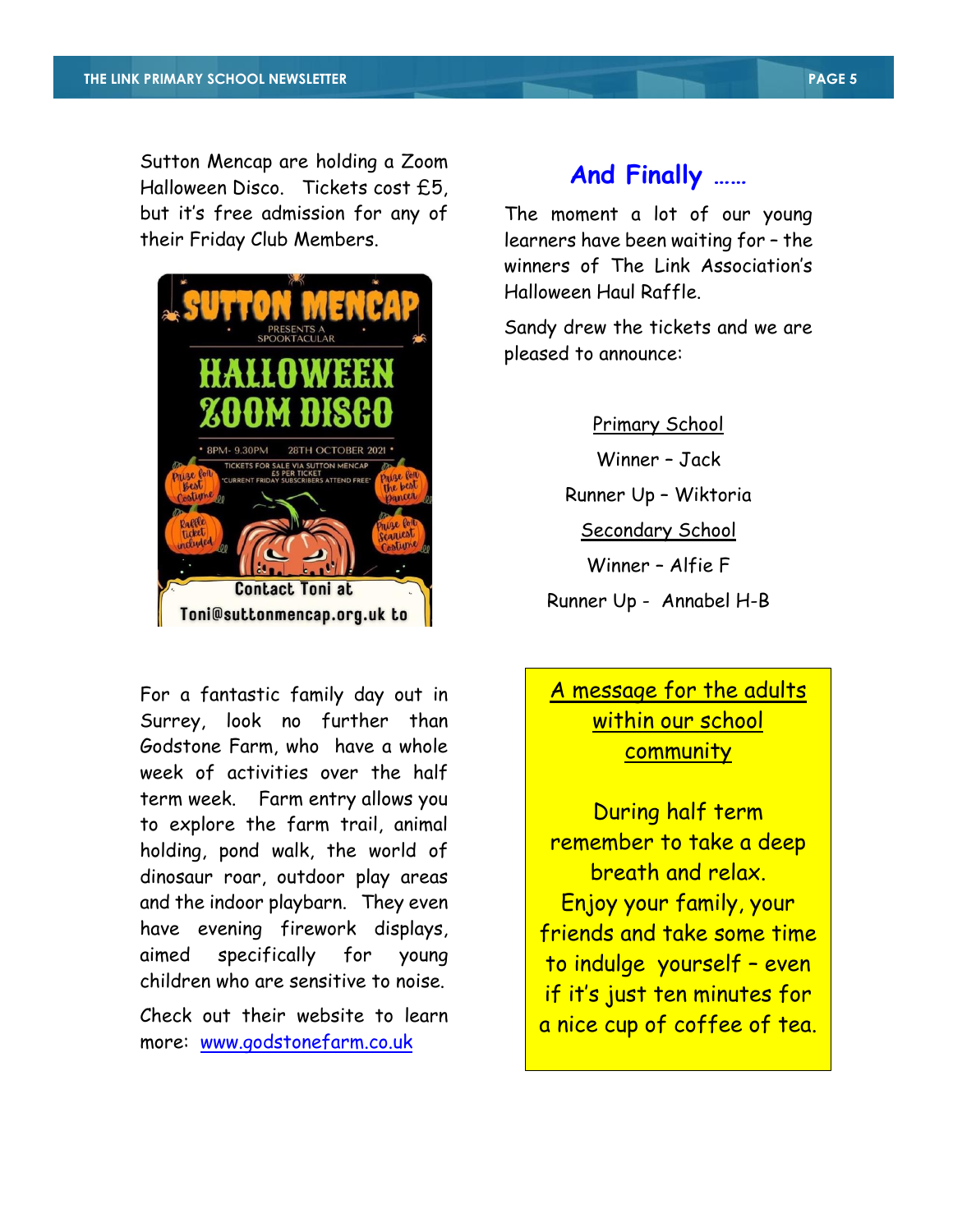Sutton Mencap are holding a Zoom Halloween Disco. Tickets cost £5, but it's free admission for any of their Friday Club Members.

SUTTON MENCAP

PRESENTS A SPOOKTACULAR

HALLOWEEN ZOOM DISCO

• 8PM- 9.30PM 28TH OCTOBER 2021 •

TICKETS FOR SALE VIA SUTTON MENCAP
£5 PER TICKET
*CURRENT FRIDAY SUBSCRIBERS ATTEND FREE*

Prize for Best Costume

Prize for the best Dancer

Raffle ticket included

Prize for Scariest Costume

Contact Toni at
Toni@suttonmencap.org.uk to

For a fantastic family day out in Surrey, look no further than Godstone Farm, who have a whole week of activities over the half term week. Farm entry allows you to explore the farm trail, animal holding, pond walk, the world of dinosaur roar, outdoor play areas and the indoor playbarn. They even have evening firework displays, aimed specifically for young children who are sensitive to noise.

Check out their website to learn more: www.godstonefarm.co.uk

## And Finally ......

The moment a lot of our young learners have been waiting for – the winners of The Link Association's Halloween Haul Raffle.

Sandy drew the tickets and we are pleased to announce:

Primary School

Winner – Jack

Runner Up – Wiktoria

Secondary School

Winner – Alfie F

Runner Up - Annabel H-B

A message for the adults within our school community

During half term remember to take a deep breath and relax. Enjoy your family, your friends and take some time to indulge yourself – even if it's just ten minutes for a nice cup of coffee of tea.